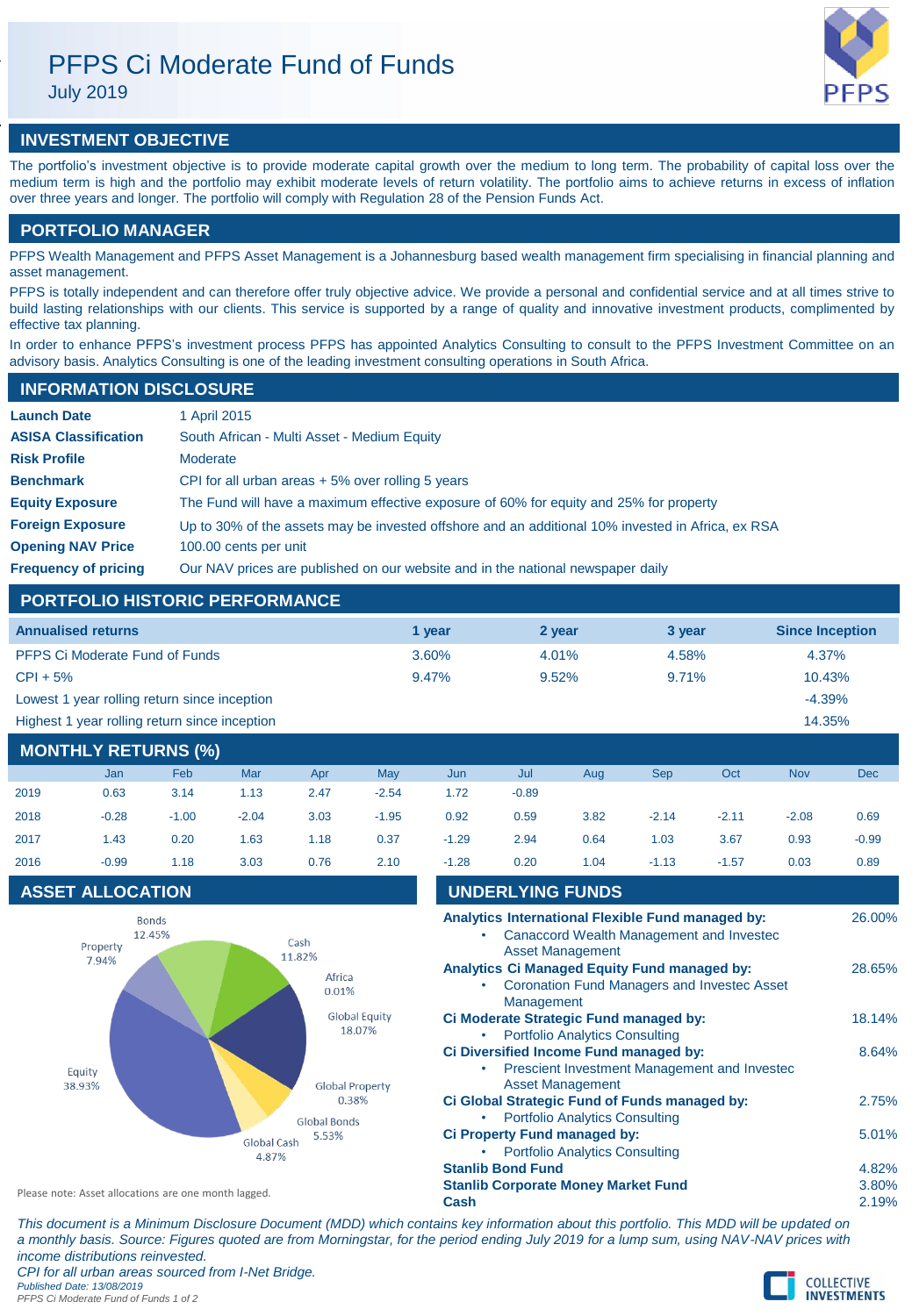# PFPS Ci Moderate Fund of Funds

July 2019

## INVESTMENT OBJECTIVE

The portfolio's investment objective is to provide moderate capital growth over the medium to long term. The probability of capital loss over the medium term is high and the portfolio may exhibit moderate levels of return volatility. The portfolio aims to achieve returns in excess of inflation over three years and longer. The portfolio will comply with Regulation 28 of the Pension Funds Act.

## PORTFOLIO MANAGER

PFPS Wealth Management and PFPS Asset Management is a Johannesburg based wealth management firm specialising in financial planning and asset management.

PFPS is totally independent and can therefore offer truly objective advice. We provide a personal and confidential service and at all times strive to build lasting relationships with our clients. This service is supported by a range of quality and innovative investment products, complimented by effective tax planning.

In order to enhance PFPS's investment process PFPS has appointed Analytics Consulting to consult to the PFPS Investment Committee on an advisory basis. Analytics Consulting is one of the leading investment consulting operations in South Africa.

## INFORMATION DISCLOSURE

| | |
|---|---|
| **Launch Date** | 1 April 2015 |
| **ASISA Classification** | South African - Multi Asset - Medium Equity |
| **Risk Profile** | Moderate |
| **Benchmark** | CPI for all urban areas + 5% over rolling 5 years |
| **Equity Exposure** | The Fund will have a maximum effective exposure of 60% for equity and 25% for property |
| **Foreign Exposure** | Up to 30% of the assets may be invested offshore and an additional 10% invested in Africa, ex RSA |
| **Opening NAV Price** | 100.00 cents per unit |
| **Frequency of pricing** | Our NAV prices are published on our website and in the national newspaper daily |

## PORTFOLIO HISTORIC PERFORMANCE

| Annualised returns | 1 year | 2 year | 3 year | Since Inception |
|---|---|---|---|---|
| PFPS Ci Moderate Fund of Funds | 3.60% | 4.01% | 4.58% | 4.37% |
| CPI + 5% | 9.47% | 9.52% | 9.71% | 10.43% |
| Lowest 1 year rolling return since inception | | | | -4.39% |
| Highest 1 year rolling return since inception | | | | 14.35% |

## MONTHLY RETURNS (%)

| | Jan | Feb | Mar | Apr | May | Jun | Jul | Aug | Sep | Oct | Nov | Dec |
|---|---|---|---|---|---|---|---|---|---|---|---|---|
| 2019 | 0.63 | 3.14 | 1.13 | 2.47 | -2.54 | 1.72 | -0.89 | | | | | |
| 2018 | -0.28 | -1.00 | -2.04 | 3.03 | -1.95 | 0.92 | 0.59 | 3.82 | -2.14 | -2.11 | -2.08 | 0.69 |
| 2017 | 1.43 | 0.20 | 1.63 | 1.18 | 0.37 | -1.29 | 2.94 | 0.64 | 1.03 | 3.67 | 0.93 | -0.99 |
| 2016 | -0.99 | 1.18 | 3.03 | 0.76 | 2.10 | -1.28 | 0.20 | 1.04 | -1.13 | -1.57 | 0.03 | 0.89 |

## ASSET ALLOCATION

| Asset | Allocation |
|---|---|
| Bonds | 12.45% |
| Cash | 11.82% |
| Africa | 0.01% |
| Global Equity | 18.07% |
| Global Property | 0.38% |
| Global Bonds | 5.53% |
| Global Cash | 4.87% |
| Equity | 38.93% |
| Property | 7.94% |

Please note: Asset allocations are one month lagged.

## UNDERLYING FUNDS

| | |
|---|---|
| **Analytics International Flexible Fund managed by:**<br>• Canaccord Wealth Management and Investec Asset Management | 26.00% |
| **Analytics Ci Managed Equity Fund managed by:**<br>• Coronation Fund Managers and Investec Asset Management | 28.65% |
| **Ci Moderate Strategic Fund managed by:**<br>• Portfolio Analytics Consulting | 18.14% |
| **Ci Diversified Income Fund managed by:**<br>• Prescient Investment Management and Investec Asset Management | 8.64% |
| **Ci Global Strategic Fund of Funds managed by:**<br>• Portfolio Analytics Consulting | 2.75% |
| **Ci Property Fund managed by:**<br>• Portfolio Analytics Consulting | 5.01% |
| **Stanlib Bond Fund** | 4.82% |
| **Stanlib Corporate Money Market Fund** | 3.80% |
| **Cash** | 2.19% |

*This document is a Minimum Disclosure Document (MDD) which contains key information about this portfolio. This MDD will be updated on a monthly basis. Source: Figures quoted are from Morningstar, for the period ending July 2019 for a lump sum, using NAV-NAV prices with income distributions reinvested.*

*CPI for all urban areas sourced from I-Net Bridge.*

*Published Date: 13/08/2019*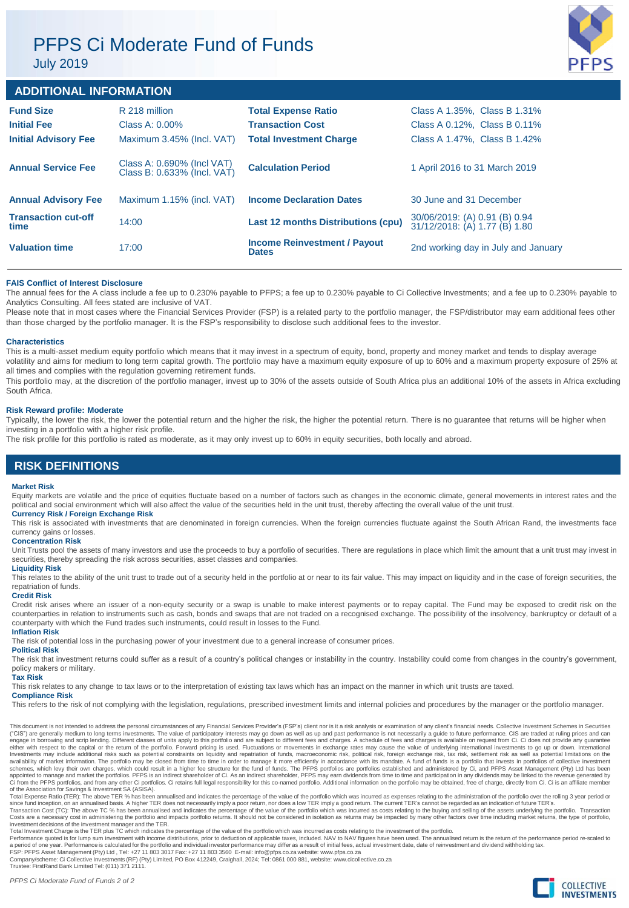# PFPS Ci Moderate Fund of Funds

July 2019

## ADDITIONAL INFORMATION

| | | | |
|---|---|---|---|
| **Fund Size** | R 218 million | **Total Expense Ratio** | Class A 1.35%, Class B 1.31% |
| **Initial Fee** | Class A: 0.00% | **Transaction Cost** | Class A 0.12%, Class B 0.11% |
| **Initial Advisory Fee** | Maximum 3.45% (Incl. VAT) | **Total Investment Charge** | Class A 1.47%, Class B 1.42% |
| **Annual Service Fee** | Class A: 0.690% (Incl VAT) Class B: 0.633% (Incl. VAT) | **Calculation Period** | 1 April 2016 to 31 March 2019 |
| **Annual Advisory Fee** | Maximum 1.15% (incl. VAT) | **Income Declaration Dates** | 30 June and 31 December |
| **Transaction cut-off time** | 14:00 | **Last 12 months Distributions (cpu)** | 30/06/2019: (A) 0.91 (B) 0.94 31/12/2018: (A) 1.77 (B) 1.80 |
| **Valuation time** | 17:00 | **Income Reinvestment / Payout Dates** | 2nd working day in July and January |

### FAIS Conflict of Interest Disclosure

The annual fees for the A class include a fee up to 0.230% payable to PFPS; a fee up to 0.230% payable to Ci Collective Investments; and a fee up to 0.230% payable to Analytics Consulting. All fees stated are inclusive of VAT.

Please note that in most cases where the Financial Services Provider (FSP) is a related party to the portfolio manager, the FSP/distributor may earn additional fees other than those charged by the portfolio manager. It is the FSP's responsibility to disclose such additional fees to the investor.

### Characteristics

This is a multi-asset medium equity portfolio which means that it may invest in a spectrum of equity, bond, property and money market and tends to display average volatility and aims for medium to long term capital growth. The portfolio may have a maximum equity exposure of up to 60% and a maximum property exposure of 25% at all times and complies with the regulation governing retirement funds.

This portfolio may, at the discretion of the portfolio manager, invest up to 30% of the assets outside of South Africa plus an additional 10% of the assets in Africa excluding South Africa.

### Risk Reward profile: Moderate

Typically, the lower the risk, the lower the potential return and the higher the risk, the higher the potential return. There is no guarantee that returns will be higher when investing in a portfolio with a higher risk profile.

The risk profile for this portfolio is rated as moderate, as it may only invest up to 60% in equity securities, both locally and abroad.

## RISK DEFINITIONS

**Market Risk**

Equity markets are volatile and the price of equities fluctuate based on a number of factors such as changes in the economic climate, general movements in interest rates and the political and social environment which will also affect the value of the securities held in the unit trust, thereby affecting the overall value of the unit trust.

**Currency Risk / Foreign Exchange Risk**

This risk is associated with investments that are denominated in foreign currencies. When the foreign currencies fluctuate against the South African Rand, the investments face currency gains or losses.

**Concentration Risk**

Unit Trusts pool the assets of many investors and use the proceeds to buy a portfolio of securities. There are regulations in place which limit the amount that a unit trust may invest in securities, thereby spreading the risk across securities, asset classes and companies.

**Liquidity Risk**

This relates to the ability of the unit trust to trade out of a security held in the portfolio at or near to its fair value. This may impact on liquidity and in the case of foreign securities, the repatriation of funds.

**Credit Risk**

Credit risk arises where an issuer of a non-equity security or a swap is unable to make interest payments or to repay capital. The Fund may be exposed to credit risk on the counterparties in relation to instruments such as cash, bonds and swaps that are not traded on a recognised exchange. The possibility of the insolvency, bankruptcy or default of a counterparty with which the Fund trades such instruments, could result in losses to the Fund.

**Inflation Risk**

The risk of potential loss in the purchasing power of your investment due to a general increase of consumer prices.

**Political Risk**

The risk that investment returns could suffer as a result of a country's political changes or instability in the country. Instability could come from changes in the country's government, policy makers or military.

**Tax Risk**

This risk relates to any change to tax laws or to the interpretation of existing tax laws which has an impact on the manner in which unit trusts are taxed.

**Compliance Risk**

This refers to the risk of not complying with the legislation, regulations, prescribed investment limits and internal policies and procedures by the manager or the portfolio manager.

This document is not intended to address the personal circumstances of any Financial Services Provider's (FSP's) client nor is it a risk analysis or examination of any client's financial needs. Collective Investment Schemes in Securities ("CIS") are generally medium to long terms investments. The value of participatory interests may go down as well as up and past performance is not necessarily a guide to future performance. CIS are traded at ruling prices and can engage in borrowing and scrip lending. Different classes of units apply to this portfolio and are subject to different fees and charges. A schedule of fees and charges is available on request from Ci. Ci does not provide any guarantee either with respect to the capital or the return of the portfolio. Forward pricing is used. Fluctuations or movements in exchange rates may cause the value of underlying international investments to go up or down. International Investments may include additional risks such as potential constraints on liquidity and repatriation of funds, macroeconomic risk, political risk, foreign exchange risk, tax risk, settlement risk as well as potential limitations on the availability of market information. The portfolio may be closed from time to time in order to manage it more efficiently in accordance with its mandate. A fund of funds is a portfolio that invests in portfolios of collective investment schemes, which levy their own charges, which could result in a higher fee structure for the fund of funds. The PFPS portfolios are portfolios established and administered by Ci, and PFPS Asset Management (Pty) Ltd has been appointed to manage and market the portfolios. PFPS is an indirect shareholder of Ci. As an indirect shareholder, PFPS may earn dividends from time to time and participation in any dividends may be linked to the revenue generated by Ci from the PFPS portfolios, and from any other Ci portfolios. Ci retains full legal responsibility for this co-named portfolio. Additional information on the portfolio may be obtained, free of charge, directly from Ci. Ci is an affiliate member of the Association for Savings & Investment SA (ASISA).

Total Expense Ratio (TER): The above TER % has been annualised and indicates the percentage of the value of the portfolio which was incurred as expenses relating to the administration of the portfolio over the rolling 3 year period or since fund inception, on an annualised basis. A higher TER does not necessarily imply a poor return, nor does a low TER imply a good return. The current TER's cannot be regarded as an indication of future TER's.

Transaction Cost (TC): The above TC % has been annualised and indicates the percentage of the value of the portfolio which was incurred as costs relating to the buying and selling of the assets underlying the portfolio. Transaction Costs are a necessary cost in administering the portfolio and impacts portfolio returns. It should not be considered in isolation as returns may be impacted by many other factors over time including market returns, the type of portfolio, investment decisions of the investment manager and the TER.

Total Investment Charge is the TER plus TC which indicates the percentage of the value of the portfolio which was incurred as costs relating to the investment of the portfolio.

Performance quoted is for lump sum investment with income distributions, prior to deduction of applicable taxes, included. NAV to NAV figures have been used. The annualised return is the return of the performance period re-scaled to a period of one year. Performance is calculated for the portfolio and individual investor performance may differ as a result of initial fees, actual investment date, date of reinvestment and dividend withholding tax.

FSP: PFPS Asset Management (Pty) Ltd , Tel: +27 11 803 3017 Fax: +27 11 803 3560 E-mail: info@pfps.co.za website: www.pfps.co.za

Company/scheme: Ci Collective Investments (RF) (Pty) Limited, PO Box 412249, Craighall, 2024; Tel: 0861 000 881, website: www.cicollective.co.za

Trustee: FirstRand Bank Limited Tel: (011) 371 2111.